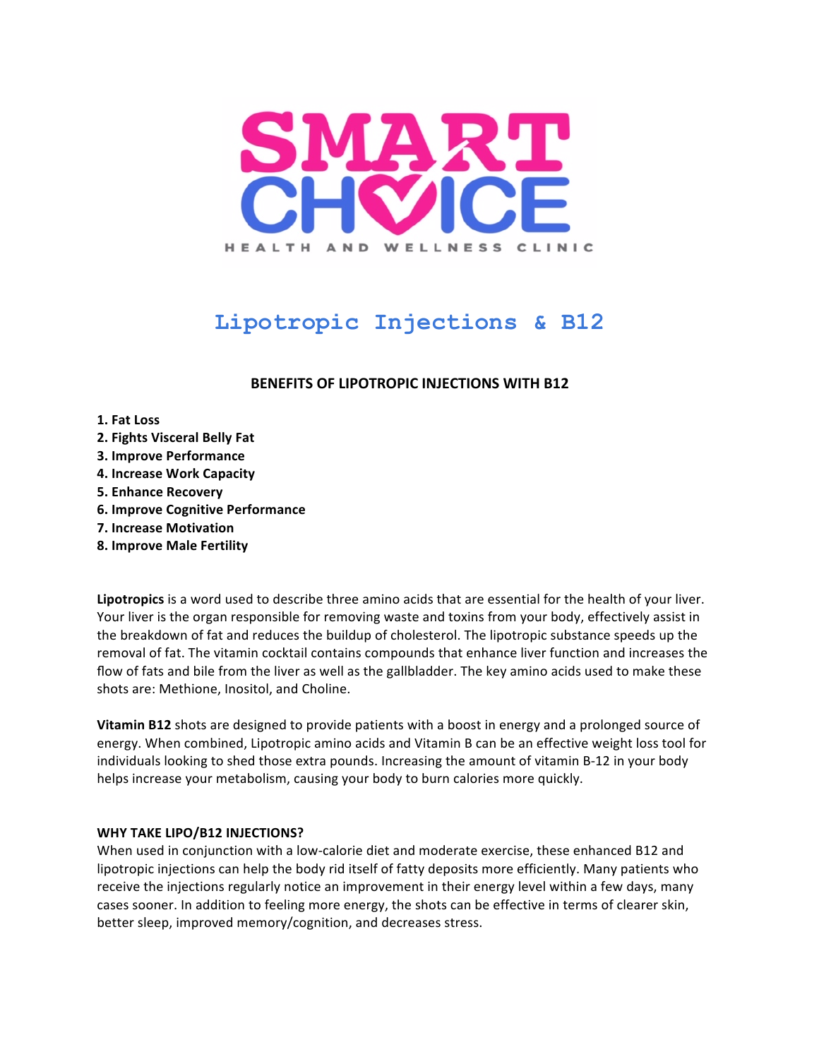# SMART CHOICE

HEALTH AND WELLNESS CLINIC

## Lipotropic Injections & B12

### BENEFITS OF LIPOTROPIC INJECTIONS WITH B12

1. **Fat Loss**
2. **Fights Visceral Belly Fat**
3. **Improve Performance**
4. **Increase Work Capacity**
5. **Enhance Recovery**
6. **Improve Cognitive Performance**
7. **Increase Motivation**
8. **Improve Male Fertility**

**Lipotropics** is a word used to describe three amino acids that are essential for the health of your liver. Your liver is the organ responsible for removing waste and toxins from your body, effectively assist in the breakdown of fat and reduces the buildup of cholesterol. The lipotropic substance speeds up the removal of fat. The vitamin cocktail contains compounds that enhance liver function and increases the flow of fats and bile from the liver as well as the gallbladder. The key amino acids used to make these shots are: Methione, Inositol, and Choline.

**Vitamin B12** shots are designed to provide patients with a boost in energy and a prolonged source of energy. When combined, Lipotropic amino acids and Vitamin B can be an effective weight loss tool for individuals looking to shed those extra pounds. Increasing the amount of vitamin B-12 in your body helps increase your metabolism, causing your body to burn calories more quickly.

**WHY TAKE LIPO/B12 INJECTIONS?**

When used in conjunction with a low-calorie diet and moderate exercise, these enhanced B12 and lipotropic injections can help the body rid itself of fatty deposits more efficiently. Many patients who receive the injections regularly notice an improvement in their energy level within a few days, many cases sooner. In addition to feeling more energy, the shots can be effective in terms of clearer skin, better sleep, improved memory/cognition, and decreases stress.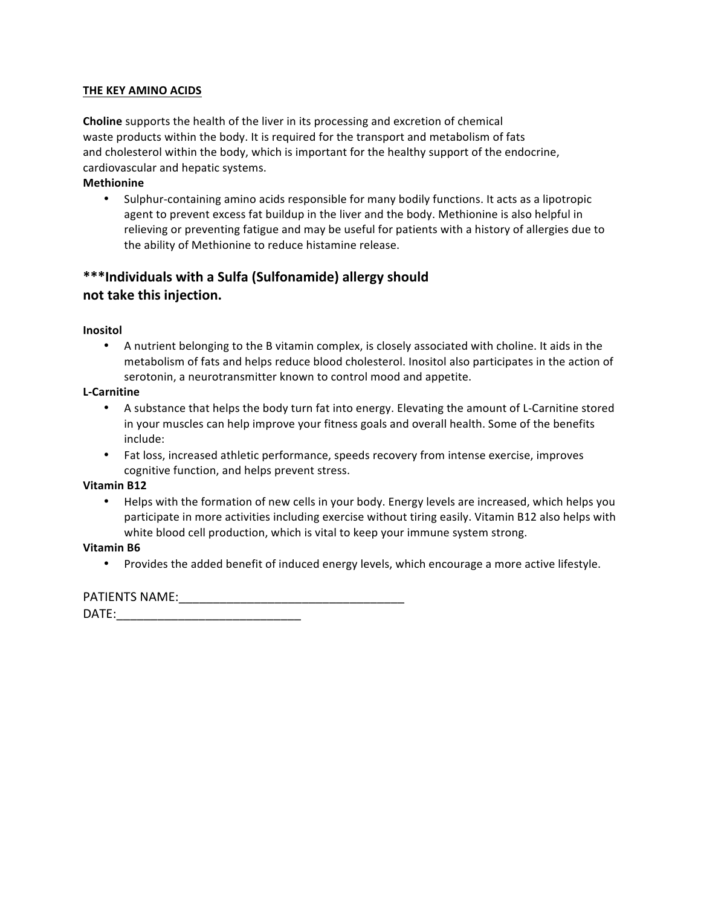**THE KEY AMINO ACIDS**

**Choline** supports the health of the liver in its processing and excretion of chemical waste products within the body. It is required for the transport and metabolism of fats and cholesterol within the body, which is important for the healthy support of the endocrine, cardiovascular and hepatic systems.

**Methionine**

- Sulphur-containing amino acids responsible for many bodily functions. It acts as a lipotropic agent to prevent excess fat buildup in the liver and the body. Methionine is also helpful in relieving or preventing fatigue and may be useful for patients with a history of allergies due to the ability of Methionine to reduce histamine release.

**\*\*\*Individuals with a Sulfa (Sulfonamide) allergy should not take this injection.**

**Inositol**

- A nutrient belonging to the B vitamin complex, is closely associated with choline. It aids in the metabolism of fats and helps reduce blood cholesterol. Inositol also participates in the action of serotonin, a neurotransmitter known to control mood and appetite.

**L-Carnitine**

- A substance that helps the body turn fat into energy. Elevating the amount of L-Carnitine stored in your muscles can help improve your fitness goals and overall health. Some of the benefits include:
- Fat loss, increased athletic performance, speeds recovery from intense exercise, improves cognitive function, and helps prevent stress.

**Vitamin B12**

- Helps with the formation of new cells in your body. Energy levels are increased, which helps you participate in more activities including exercise without tiring easily. Vitamin B12 also helps with white blood cell production, which is vital to keep your immune system strong.

**Vitamin B6**

- Provides the added benefit of induced energy levels, which encourage a more active lifestyle.

PATIENTS NAME:_________________________________

DATE:___________________________